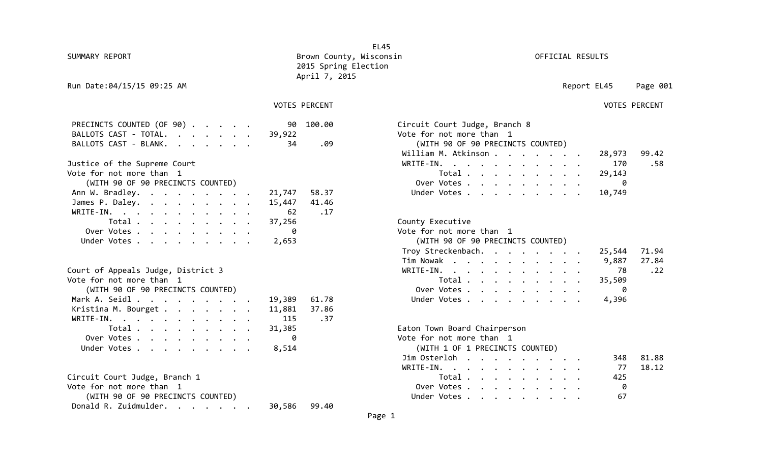SUMMARY REPORT

EL45
Brown County, Wisconsin
2015 Spring Election
April 7, 2015

OFFICIAL RESULTS

Run Date:04/15/15 09:25 AM

Report EL45 Page 001

| | VOTES | PERCENT |
|---|---|---|
| PRECINCTS COUNTED (OF 90) | 90 | 100.00 |
| BALLOTS CAST - TOTAL. | 39,922 | |
| BALLOTS CAST - BLANK. | 34 | .09 |

**Justice of the Supreme Court**
Vote for not more than 1
(WITH 90 OF 90 PRECINCTS COUNTED)

| | VOTES | PERCENT |
|---|---|---|
| Ann W. Bradley. | 21,747 | 58.37 |
| James P. Daley. | 15,447 | 41.46 |
| WRITE-IN. | 62 | .17 |
| Total | 37,256 | |
| Over Votes | 0 | |
| Under Votes | 2,653 | |

**Court of Appeals Judge, District 3**
Vote for not more than 1
(WITH 90 OF 90 PRECINCTS COUNTED)

| | VOTES | PERCENT |
|---|---|---|
| Mark A. Seidl | 19,389 | 61.78 |
| Kristina M. Bourget | 11,881 | 37.86 |
| WRITE-IN. | 115 | .37 |
| Total | 31,385 | |
| Over Votes | 0 | |
| Under Votes | 8,514 | |

**Circuit Court Judge, Branch 1**
Vote for not more than 1
(WITH 90 OF 90 PRECINCTS COUNTED)

| | VOTES | PERCENT |
|---|---|---|
| Donald R. Zuidmulder. | 30,586 | 99.40 |

**Circuit Court Judge, Branch 8**
Vote for not more than 1
(WITH 90 OF 90 PRECINCTS COUNTED)

| | VOTES | PERCENT |
|---|---|---|
| William M. Atkinson | 28,973 | 99.42 |
| WRITE-IN. | 170 | .58 |
| Total | 29,143 | |
| Over Votes | 0 | |
| Under Votes | 10,749 | |

**County Executive**
Vote for not more than 1
(WITH 90 OF 90 PRECINCTS COUNTED)

| | VOTES | PERCENT |
|---|---|---|
| Troy Streckenbach. | 25,544 | 71.94 |
| Tim Nowak | 9,887 | 27.84 |
| WRITE-IN. | 78 | .22 |
| Total | 35,509 | |
| Over Votes | 0 | |
| Under Votes | 4,396 | |

**Eaton Town Board Chairperson**
Vote for not more than 1
(WITH 1 OF 1 PRECINCTS COUNTED)

| | VOTES | PERCENT |
|---|---|---|
| Jim Osterloh | 348 | 81.88 |
| WRITE-IN. | 77 | 18.12 |
| Total | 425 | |
| Over Votes | 0 | |
| Under Votes | 67 | |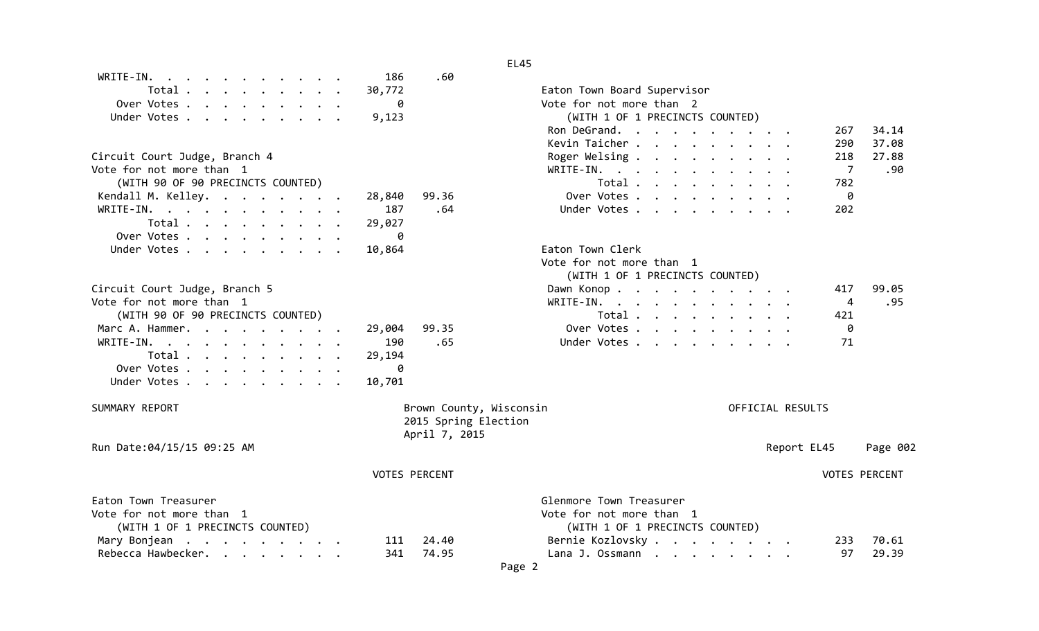| | VOTES | PERCENT |
|---|---|---|
| WRITE-IN. | 186 | .60 |
| Total | 30,772 | |
| Over Votes | 0 | |
| Under Votes | 9,123 | |

Circuit Court Judge, Branch 4
Vote for not more than 1
(WITH 90 OF 90 PRECINCTS COUNTED)

| | VOTES | PERCENT |
|---|---|---|
| Kendall M. Kelley. | 28,840 | 99.36 |
| WRITE-IN. | 187 | .64 |
| Total | 29,027 | |
| Over Votes | 0 | |
| Under Votes | 10,864 | |

Circuit Court Judge, Branch 5
Vote for not more than 1
(WITH 90 OF 90 PRECINCTS COUNTED)

| | VOTES | PERCENT |
|---|---|---|
| Marc A. Hammer. | 29,004 | 99.35 |
| WRITE-IN. | 190 | .65 |
| Total | 29,194 | |
| Over Votes | 0 | |
| Under Votes | 10,701 | |

Eaton Town Board Supervisor
Vote for not more than 2
(WITH 1 OF 1 PRECINCTS COUNTED)

| | VOTES | PERCENT |
|---|---|---|
| Ron DeGrand. | 267 | 34.14 |
| Kevin Taicher | 290 | 37.08 |
| Roger Welsing | 218 | 27.88 |
| WRITE-IN. | 7 | .90 |
| Total | 782 | |
| Over Votes | 0 | |
| Under Votes | 202 | |

Eaton Town Clerk
Vote for not more than 1
(WITH 1 OF 1 PRECINCTS COUNTED)

| | VOTES | PERCENT |
|---|---|---|
| Dawn Konop | 417 | 99.05 |
| WRITE-IN. | 4 | .95 |
| Total | 421 | |
| Over Votes | 0 | |
| Under Votes | 71 | |

SUMMARY REPORT — Brown County, Wisconsin — 2015 Spring Election — April 7, 2015 — OFFICIAL RESULTS

Run Date:04/15/15 09:25 AM — Report EL45 — Page 002

Eaton Town Treasurer
Vote for not more than 1
(WITH 1 OF 1 PRECINCTS COUNTED)

| | VOTES | PERCENT |
|---|---|---|
| Mary Bonjean | 111 | 24.40 |
| Rebecca Hawbecker. | 341 | 74.95 |

Glenmore Town Treasurer
Vote for not more than 1
(WITH 1 OF 1 PRECINCTS COUNTED)

| | VOTES | PERCENT |
|---|---|---|
| Bernie Kozlovsky | 233 | 70.61 |
| Lana J. Ossmann | 97 | 29.39 |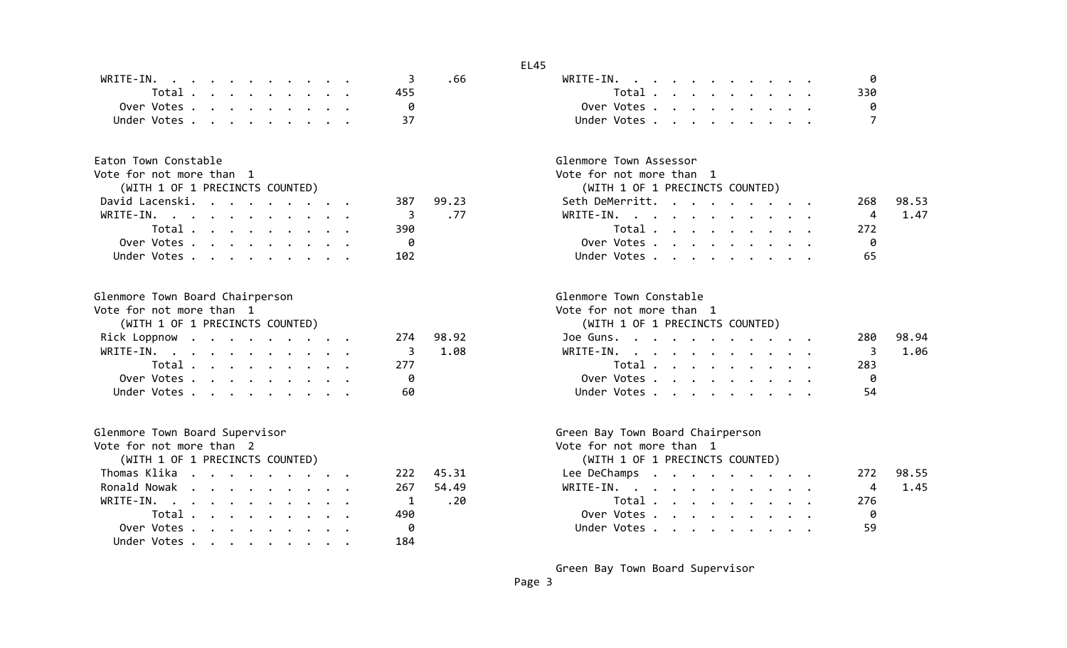| | | |
|---|---|---|
| WRITE-IN. | 3 | .66 |
| Total | 455 | |
| Over Votes | 0 | |
| Under Votes | 37 | |

Eaton Town Constable
Vote for not more than 1
(WITH 1 OF 1 PRECINCTS COUNTED)

| | | |
|---|---|---|
| David Lacenski. | 387 | 99.23 |
| WRITE-IN. | 3 | .77 |
| Total | 390 | |
| Over Votes | 0 | |
| Under Votes | 102 | |

Glenmore Town Board Chairperson
Vote for not more than 1
(WITH 1 OF 1 PRECINCTS COUNTED)

| | | |
|---|---|---|
| Rick Loppnow | 274 | 98.92 |
| WRITE-IN. | 3 | 1.08 |
| Total | 277 | |
| Over Votes | 0 | |
| Under Votes | 60 | |

Glenmore Town Board Supervisor
Vote for not more than 2
(WITH 1 OF 1 PRECINCTS COUNTED)

| | | |
|---|---|---|
| Thomas Klika | 222 | 45.31 |
| Ronald Nowak | 267 | 54.49 |
| WRITE-IN. | 1 | .20 |
| Total | 490 | |
| Over Votes | 0 | |
| Under Votes | 184 | |

| | | |
|---|---|---|
| WRITE-IN. | 0 | |
| Total | 330 | |
| Over Votes | 0 | |
| Under Votes | 7 | |

Glenmore Town Assessor
Vote for not more than 1
(WITH 1 OF 1 PRECINCTS COUNTED)

| | | |
|---|---|---|
| Seth DeMerritt. | 268 | 98.53 |
| WRITE-IN. | 4 | 1.47 |
| Total | 272 | |
| Over Votes | 0 | |
| Under Votes | 65 | |

Glenmore Town Constable
Vote for not more than 1
(WITH 1 OF 1 PRECINCTS COUNTED)

| | | |
|---|---|---|
| Joe Guns. | 280 | 98.94 |
| WRITE-IN. | 3 | 1.06 |
| Total | 283 | |
| Over Votes | 0 | |
| Under Votes | 54 | |

Green Bay Town Board Chairperson
Vote for not more than 1
(WITH 1 OF 1 PRECINCTS COUNTED)

| | | |
|---|---|---|
| Lee DeChamps | 272 | 98.55 |
| WRITE-IN. | 4 | 1.45 |
| Total | 276 | |
| Over Votes | 0 | |
| Under Votes | 59 | |

Green Bay Town Board Supervisor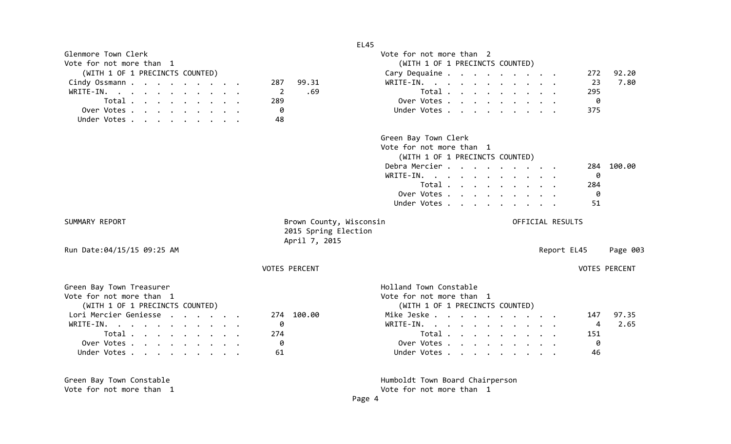Glenmore Town Clerk
Vote for not more than 1
(WITH 1 OF 1 PRECINCTS COUNTED)

| | VOTES | PERCENT |
|---|---|---|
| Cindy Ossmann | 287 | 99.31 |
| WRITE-IN. | 2 | .69 |
| Total | 289 | |
| Over Votes | 0 | |
| Under Votes | 48 | |

Vote for not more than 2
(WITH 1 OF 1 PRECINCTS COUNTED)

| | VOTES | PERCENT |
|---|---|---|
| Cary Dequaine | 272 | 92.20 |
| WRITE-IN. | 23 | 7.80 |
| Total | 295 | |
| Over Votes | 0 | |
| Under Votes | 375 | |

Green Bay Town Clerk
Vote for not more than 1
(WITH 1 OF 1 PRECINCTS COUNTED)

| | VOTES | PERCENT |
|---|---|---|
| Debra Mercier | 284 | 100.00 |
| WRITE-IN. | 0 | |
| Total | 284 | |
| Over Votes | 0 | |
| Under Votes | 51 | |

SUMMARY REPORT

Brown County, Wisconsin
2015 Spring Election
April 7, 2015

OFFICIAL RESULTS

Run Date:04/15/15 09:25 AM

Report EL45 Page 003

Green Bay Town Treasurer
Vote for not more than 1
(WITH 1 OF 1 PRECINCTS COUNTED)

| | VOTES | PERCENT |
|---|---|---|
| Lori Mercier Geniesse | 274 | 100.00 |
| WRITE-IN. | 0 | |
| Total | 274 | |
| Over Votes | 0 | |
| Under Votes | 61 | |

Green Bay Town Constable
Vote for not more than 1

Holland Town Constable
Vote for not more than 1
(WITH 1 OF 1 PRECINCTS COUNTED)

| | VOTES | PERCENT |
|---|---|---|
| Mike Jeske | 147 | 97.35 |
| WRITE-IN. | 4 | 2.65 |
| Total | 151 | |
| Over Votes | 0 | |
| Under Votes | 46 | |

Humboldt Town Board Chairperson
Vote for not more than 1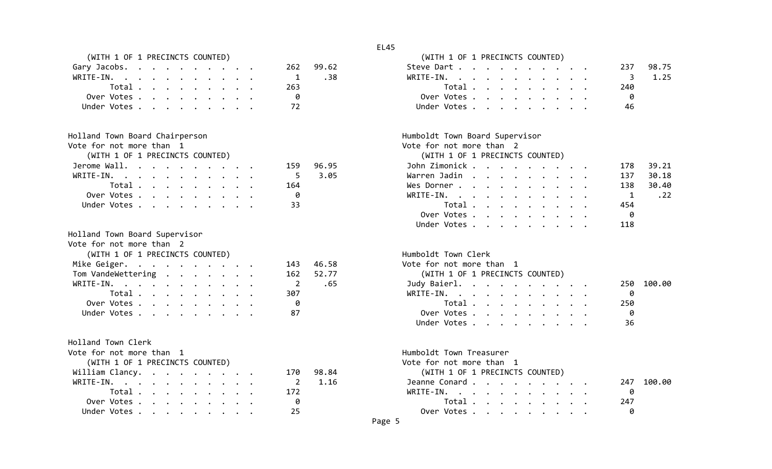(WITH 1 OF 1 PRECINCTS COUNTED)

| | Votes | Pct |
|---|---|---|
| Gary Jacobs | 262 | 99.62 |
| WRITE-IN | 1 | .38 |
| Total | 263 | |
| Over Votes | 0 | |
| Under Votes | 72 | |

## Holland Town Board Chairperson

Vote for not more than 1

(WITH 1 OF 1 PRECINCTS COUNTED)

| | Votes | Pct |
|---|---|---|
| Jerome Wall | 159 | 96.95 |
| WRITE-IN | 5 | 3.05 |
| Total | 164 | |
| Over Votes | 0 | |
| Under Votes | 33 | |

## Holland Town Board Supervisor

Vote for not more than 2

(WITH 1 OF 1 PRECINCTS COUNTED)

| | Votes | Pct |
|---|---|---|
| Mike Geiger | 143 | 46.58 |
| Tom VandeWettering | 162 | 52.77 |
| WRITE-IN | 2 | .65 |
| Total | 307 | |
| Over Votes | 0 | |
| Under Votes | 87 | |

## Holland Town Clerk

Vote for not more than 1

(WITH 1 OF 1 PRECINCTS COUNTED)

| | Votes | Pct |
|---|---|---|
| William Clancy | 170 | 98.84 |
| WRITE-IN | 2 | 1.16 |
| Total | 172 | |
| Over Votes | 0 | |
| Under Votes | 25 | |

(WITH 1 OF 1 PRECINCTS COUNTED)

| | Votes | Pct |
|---|---|---|
| Steve Dart | 237 | 98.75 |
| WRITE-IN | 3 | 1.25 |
| Total | 240 | |
| Over Votes | 0 | |
| Under Votes | 46 | |

## Humboldt Town Board Supervisor

Vote for not more than 2

(WITH 1 OF 1 PRECINCTS COUNTED)

| | Votes | Pct |
|---|---|---|
| John Zimonick | 178 | 39.21 |
| Warren Jadin | 137 | 30.18 |
| Wes Dorner | 138 | 30.40 |
| WRITE-IN | 1 | .22 |
| Total | 454 | |
| Over Votes | 0 | |
| Under Votes | 118 | |

## Humboldt Town Clerk

Vote for not more than 1

(WITH 1 OF 1 PRECINCTS COUNTED)

| | Votes | Pct |
|---|---|---|
| Judy Baierl | 250 | 100.00 |
| WRITE-IN | 0 | |
| Total | 250 | |
| Over Votes | 0 | |
| Under Votes | 36 | |

## Humboldt Town Treasurer

Vote for not more than 1

(WITH 1 OF 1 PRECINCTS COUNTED)

| | Votes | Pct |
|---|---|---|
| Jeanne Conard | 247 | 100.00 |
| WRITE-IN | 0 | |
| Total | 247 | |
| Over Votes | 0 | |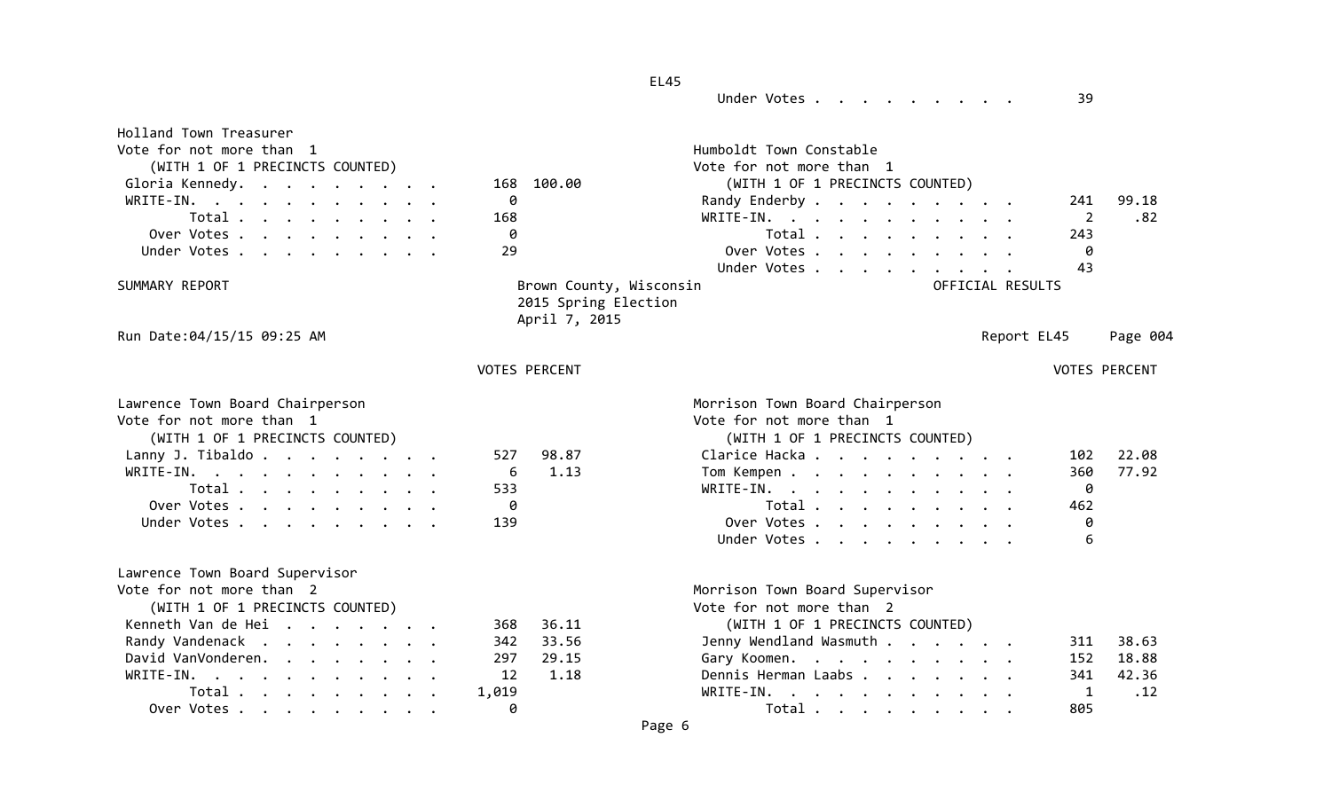Under Votes . . . . . . . . . . 39

## Holland Town Treasurer

Vote for not more than 1
(WITH 1 OF 1 PRECINCTS COUNTED)

| | VOTES | PERCENT |
|---|---|---|
| Gloria Kennedy. | 168 | 100.00 |
| WRITE-IN. | 0 | |
| Total | 168 | |
| Over Votes | 0 | |
| Under Votes | 29 | |

## Humboldt Town Constable

Vote for not more than 1
(WITH 1 OF 1 PRECINCTS COUNTED)

| | VOTES | PERCENT |
|---|---|---|
| Randy Enderby | 241 | 99.18 |
| WRITE-IN. | 2 | .82 |
| Total | 243 | |
| Over Votes | 0 | |
| Under Votes | 43 | |

SUMMARY REPORT

Brown County, Wisconsin
2015 Spring Election
April 7, 2015

OFFICIAL RESULTS

Run Date:04/15/15 09:25 AM

Report EL45 Page 004

## Lawrence Town Board Chairperson

Vote for not more than 1
(WITH 1 OF 1 PRECINCTS COUNTED)

| | VOTES | PERCENT |
|---|---|---|
| Lanny J. Tibaldo | 527 | 98.87 |
| WRITE-IN. | 6 | 1.13 |
| Total | 533 | |
| Over Votes | 0 | |
| Under Votes | 139 | |

## Lawrence Town Board Supervisor

Vote for not more than 2
(WITH 1 OF 1 PRECINCTS COUNTED)

| | VOTES | PERCENT |
|---|---|---|
| Kenneth Van de Hei | 368 | 36.11 |
| Randy Vandenack | 342 | 33.56 |
| David VanVonderen. | 297 | 29.15 |
| WRITE-IN. | 12 | 1.18 |
| Total | 1,019 | |
| Over Votes | 0 | |

## Morrison Town Board Chairperson

Vote for not more than 1
(WITH 1 OF 1 PRECINCTS COUNTED)

| | VOTES | PERCENT |
|---|---|---|
| Clarice Hacka | 102 | 22.08 |
| Tom Kempen | 360 | 77.92 |
| WRITE-IN. | 0 | |
| Total | 462 | |
| Over Votes | 0 | |
| Under Votes | 6 | |

## Morrison Town Board Supervisor

Vote for not more than 2
(WITH 1 OF 1 PRECINCTS COUNTED)

| | VOTES | PERCENT |
|---|---|---|
| Jenny Wendland Wasmuth | 311 | 38.63 |
| Gary Koomen. | 152 | 18.88 |
| Dennis Herman Laabs | 341 | 42.36 |
| WRITE-IN. | 1 | .12 |
| Total | 805 | |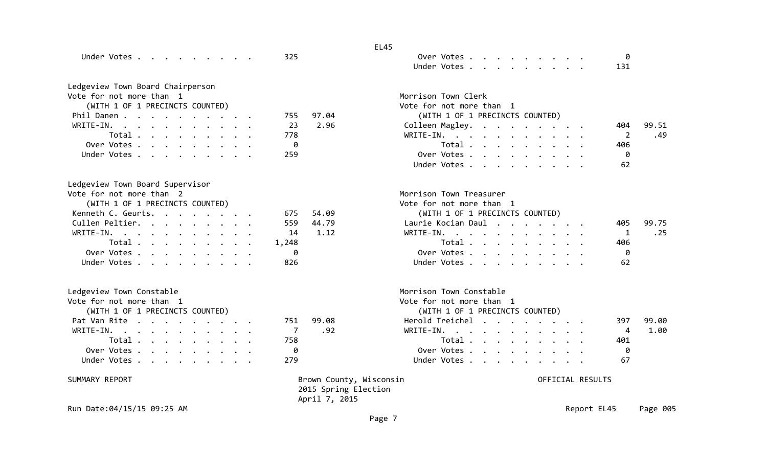| | | |
|---|---|---|
| Under Votes | 325 | |

## Ledgeview Town Board Chairperson

Vote for not more than 1
(WITH 1 OF 1 PRECINCTS COUNTED)

| | | |
|---|---|---|
| Phil Danen | 755 | 97.04 |
| WRITE-IN. | 23 | 2.96 |
| Total | 778 | |
| Over Votes | 0 | |
| Under Votes | 259 | |

## Ledgeview Town Board Supervisor

Vote for not more than 2
(WITH 1 OF 1 PRECINCTS COUNTED)

| | | |
|---|---|---|
| Kenneth C. Geurts. | 675 | 54.09 |
| Cullen Peltier. | 559 | 44.79 |
| WRITE-IN. | 14 | 1.12 |
| Total | 1,248 | |
| Over Votes | 0 | |
| Under Votes | 826 | |

## Ledgeview Town Constable

Vote for not more than 1
(WITH 1 OF 1 PRECINCTS COUNTED)

| | | |
|---|---|---|
| Pat Van Rite | 751 | 99.08 |
| WRITE-IN. | 7 | .92 |
| Total | 758 | |
| Over Votes | 0 | |
| Under Votes | 279 | |

| | | |
|---|---|---|
| Over Votes | 0 | |
| Under Votes | 131 | |

## Morrison Town Clerk

Vote for not more than 1
(WITH 1 OF 1 PRECINCTS COUNTED)

| | | |
|---|---|---|
| Colleen Magley. | 404 | 99.51 |
| WRITE-IN. | 2 | .49 |
| Total | 406 | |
| Over Votes | 0 | |
| Under Votes | 62 | |

## Morrison Town Treasurer

Vote for not more than 1
(WITH 1 OF 1 PRECINCTS COUNTED)

| | | |
|---|---|---|
| Laurie Kocian Daul | 405 | 99.75 |
| WRITE-IN. | 1 | .25 |
| Total | 406 | |
| Over Votes | 0 | |
| Under Votes | 62 | |

## Morrison Town Constable

Vote for not more than 1
(WITH 1 OF 1 PRECINCTS COUNTED)

| | | |
|---|---|---|
| Herold Treichel | 397 | 99.00 |
| WRITE-IN. | 4 | 1.00 |
| Total | 401 | |
| Over Votes | 0 | |
| Under Votes | 67 | |

SUMMARY REPORT — Brown County, Wisconsin — 2015 Spring Election — April 7, 2015 — OFFICIAL RESULTS

Run Date:04/15/15 09:25 AM — Report EL45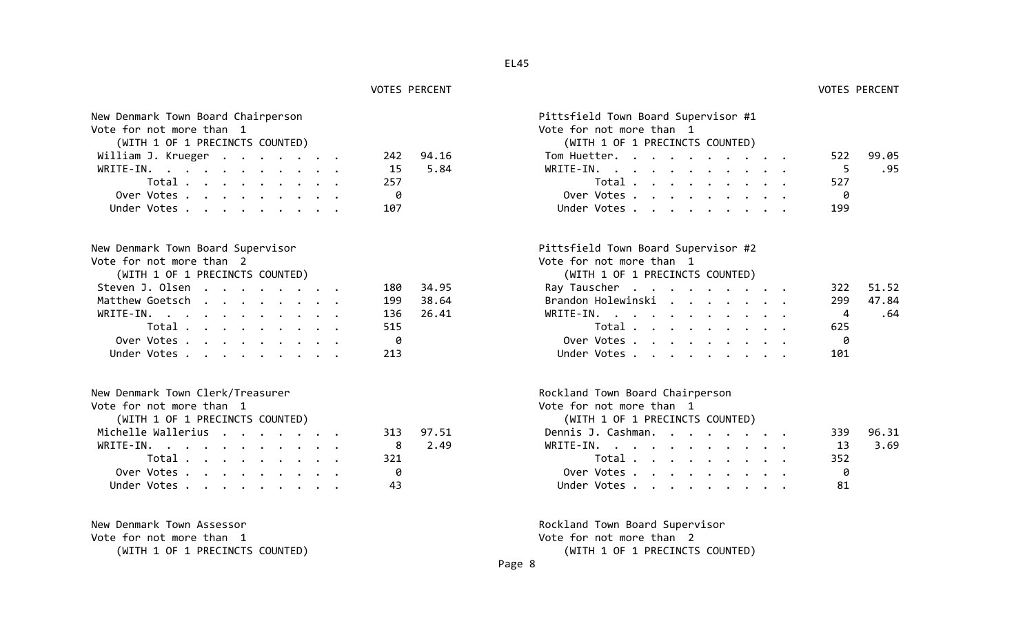## New Denmark Town Board Chairperson

Vote for not more than 1

(WITH 1 OF 1 PRECINCTS COUNTED)

| | VOTES | PERCENT |
|---|---|---|
| William J. Krueger | 242 | 94.16 |
| WRITE-IN. | 15 | 5.84 |
| Total | 257 | |
| Over Votes | 0 | |
| Under Votes | 107 | |

## New Denmark Town Board Supervisor

Vote for not more than 2

(WITH 1 OF 1 PRECINCTS COUNTED)

| | VOTES | PERCENT |
|---|---|---|
| Steven J. Olsen | 180 | 34.95 |
| Matthew Goetsch | 199 | 38.64 |
| WRITE-IN. | 136 | 26.41 |
| Total | 515 | |
| Over Votes | 0 | |
| Under Votes | 213 | |

## New Denmark Town Clerk/Treasurer

Vote for not more than 1

(WITH 1 OF 1 PRECINCTS COUNTED)

| | VOTES | PERCENT |
|---|---|---|
| Michelle Wallerius | 313 | 97.51 |
| WRITE-IN. | 8 | 2.49 |
| Total | 321 | |
| Over Votes | 0 | |
| Under Votes | 43 | |

## New Denmark Town Assessor

Vote for not more than 1

(WITH 1 OF 1 PRECINCTS COUNTED)

## Pittsfield Town Board Supervisor #1

Vote for not more than 1

(WITH 1 OF 1 PRECINCTS COUNTED)

| | VOTES | PERCENT |
|---|---|---|
| Tom Huetter. | 522 | 99.05 |
| WRITE-IN. | 5 | .95 |
| Total | 527 | |
| Over Votes | 0 | |
| Under Votes | 199 | |

## Pittsfield Town Board Supervisor #2

Vote for not more than 1

(WITH 1 OF 1 PRECINCTS COUNTED)

| | VOTES | PERCENT |
|---|---|---|
| Ray Tauscher | 322 | 51.52 |
| Brandon Holewinski | 299 | 47.84 |
| WRITE-IN. | 4 | .64 |
| Total | 625 | |
| Over Votes | 0 | |
| Under Votes | 101 | |

## Rockland Town Board Chairperson

Vote for not more than 1

(WITH 1 OF 1 PRECINCTS COUNTED)

| | VOTES | PERCENT |
|---|---|---|
| Dennis J. Cashman. | 339 | 96.31 |
| WRITE-IN. | 13 | 3.69 |
| Total | 352 | |
| Over Votes | 0 | |
| Under Votes | 81 | |

## Rockland Town Board Supervisor

Vote for not more than 2

(WITH 1 OF 1 PRECINCTS COUNTED)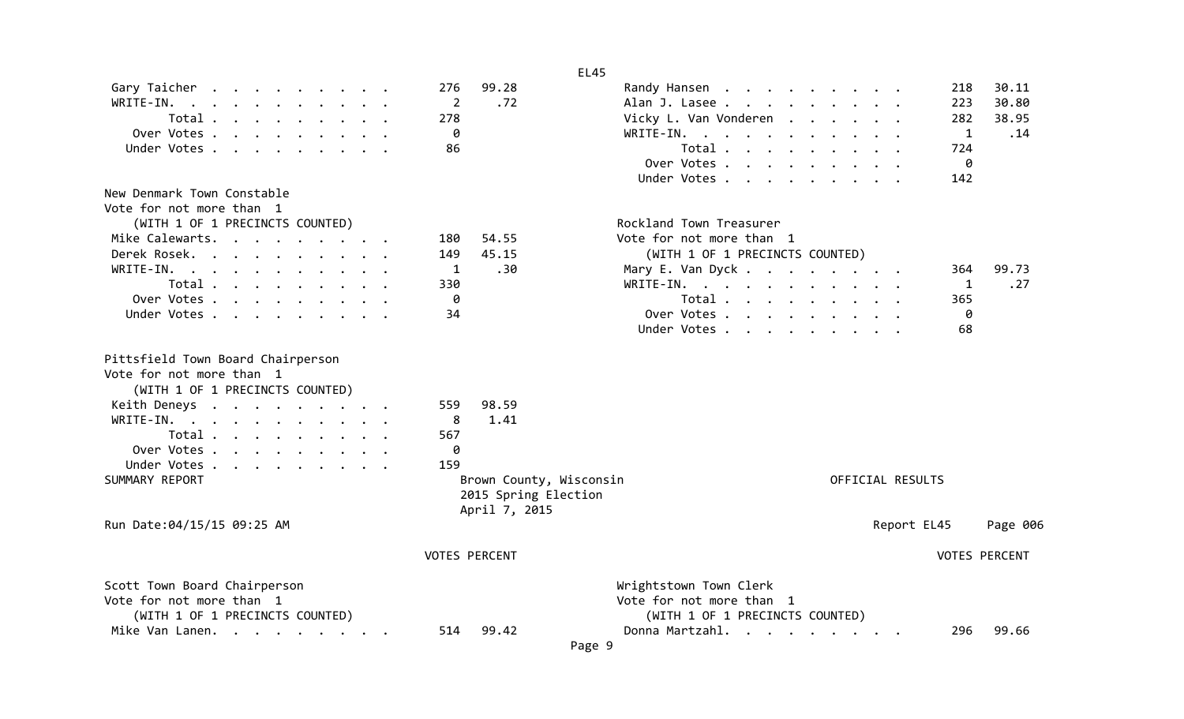Gary Taicher . . . . . . . . . . 276 99.28
WRITE-IN. . . . . . . . . . . . 2 .72
Total . . . . . . . . . . 278
Over Votes . . . . . . . . . . 0
Under Votes . . . . . . . . . . 86

| | | |
|---|---|---|
| Gary Taicher | 276 | 99.28 |
| WRITE-IN. | 2 | .72 |
| Total | 278 | |
| Over Votes | 0 | |
| Under Votes | 86 | |

### New Denmark Town Constable

Vote for not more than 1
(WITH 1 OF 1 PRECINCTS COUNTED)

| | | |
|---|---|---|
| Mike Calewarts. | 180 | 54.55 |
| Derek Rosek. | 149 | 45.15 |
| WRITE-IN. | 1 | .30 |
| Total | 330 | |
| Over Votes | 0 | |
| Under Votes | 34 | |

### Pittsfield Town Board Chairperson

Vote for not more than 1
(WITH 1 OF 1 PRECINCTS COUNTED)

| | | |
|---|---|---|
| Keith Deneys | 559 | 98.59 |
| WRITE-IN. | 8 | 1.41 |
| Total | 567 | |
| Over Votes | 0 | |
| Under Votes | 159 | |

| | | |
|---|---|---|
| Randy Hansen | 218 | 30.11 |
| Alan J. Lasee | 223 | 30.80 |
| Vicky L. Van Vonderen | 282 | 38.95 |
| WRITE-IN. | 1 | .14 |
| Total | 724 | |
| Over Votes | 0 | |
| Under Votes | 142 | |

### Rockland Town Treasurer

Vote for not more than 1
(WITH 1 OF 1 PRECINCTS COUNTED)

| | | |
|---|---|---|
| Mary E. Van Dyck | 364 | 99.73 |
| WRITE-IN. | 1 | .27 |
| Total | 365 | |
| Over Votes | 0 | |
| Under Votes | 68 | |

SUMMARY REPORT

Brown County, Wisconsin
2015 Spring Election
April 7, 2015

OFFICIAL RESULTS

Run Date:04/15/15 09:25 AM

Report EL45 Page 006

### Scott Town Board Chairperson

Vote for not more than 1
(WITH 1 OF 1 PRECINCTS COUNTED)

| | VOTES | PERCENT |
|---|---|---|
| Mike Van Lanen. | 514 | 99.42 |

### Wrightstown Town Clerk

Vote for not more than 1
(WITH 1 OF 1 PRECINCTS COUNTED)

| | VOTES | PERCENT |
|---|---|---|
| Donna Martzahl. | 296 | 99.66 |

| | | |
|---|---|---|
| Gary Taicher | 276 | 99.28 |
| WRITE-IN. | 2 | .72 |
| Total | 278 | |
| Over Votes | 0 | |
| Under Votes | 86 | |

### New Denmark Town Constable

Vote for not more than 1
(WITH 1 OF 1 PRECINCTS COUNTED)

| | | |
|---|---|---|
| Mike Calewarts. | 180 | 54.55 |
| Derek Rosek. | 149 | 45.15 |
| WRITE-IN. | 1 | .30 |
| Total | 330 | |
| Over Votes | 0 | |
| Under Votes | 34 | |

### Pittsfield Town Board Chairperson

Vote for not more than 1
(WITH 1 OF 1 PRECINCTS COUNTED)

| | | |
|---|---|---|
| Keith Deneys | 559 | 98.59 |
| WRITE-IN. | 8 | 1.41 |
| Total | 567 | |
| Over Votes | 0 | |
| Under Votes | 159 | |

| | | |
|---|---|---|
| Randy Hansen | 218 | 30.11 |
| Alan J. Lasee | 223 | 30.80 |
| Vicky L. Van Vonderen | 282 | 38.95 |
| WRITE-IN. | 1 | .14 |
| Total | 724 | |
| Over Votes | 0 | |
| Under Votes | 142 | |

### Rockland Town Treasurer

Vote for not more than 1
(WITH 1 OF 1 PRECINCTS COUNTED)

| | | |
|---|---|---|
| Mary E. Van Dyck | 364 | 99.73 |
| WRITE-IN. | 1 | .27 |
| Total | 365 | |
| Over Votes | 0 | |
| Under Votes | 68 | |

SUMMARY REPORT

Brown County, Wisconsin
2015 Spring Election
April 7, 2015

OFFICIAL RESULTS

Run Date:04/15/15 09:25 AM

Report EL45 Page 006

### Scott Town Board Chairperson

Vote for not more than 1
(WITH 1 OF 1 PRECINCTS COUNTED)

| | VOTES | PERCENT |
|---|---|---|
| Mike Van Lanen. | 514 | 99.42 |

### Wrightstown Town Clerk

Vote for not more than 1
(WITH 1 OF 1 PRECINCTS COUNTED)

| | VOTES | PERCENT |
|---|---|---|
| Donna Martzahl. | 296 | 99.66 |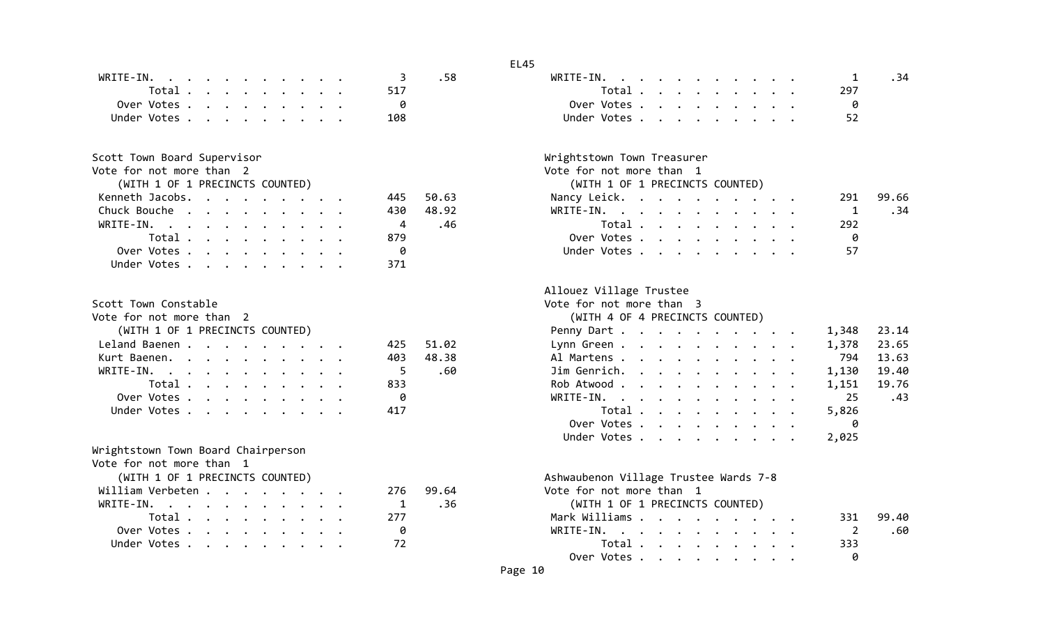| | | |
|---|---|---|
| WRITE-IN. | 3 | .58 |
| Total | 517 | |
| Over Votes | 0 | |
| Under Votes | 108 | |

### Scott Town Board Supervisor

Vote for not more than 2
(WITH 1 OF 1 PRECINCTS COUNTED)

| | | |
|---|---|---|
| Kenneth Jacobs. | 445 | 50.63 |
| Chuck Bouche | 430 | 48.92 |
| WRITE-IN. | 4 | .46 |
| Total | 879 | |
| Over Votes | 0 | |
| Under Votes | 371 | |

### Scott Town Constable

Vote for not more than 2
(WITH 1 OF 1 PRECINCTS COUNTED)

| | | |
|---|---|---|
| Leland Baenen | 425 | 51.02 |
| Kurt Baenen. | 403 | 48.38 |
| WRITE-IN. | 5 | .60 |
| Total | 833 | |
| Over Votes | 0 | |
| Under Votes | 417 | |

### Wrightstown Town Board Chairperson

Vote for not more than 1
(WITH 1 OF 1 PRECINCTS COUNTED)

| | | |
|---|---|---|
| William Verbeten | 276 | 99.64 |
| WRITE-IN. | 1 | .36 |
| Total | 277 | |
| Over Votes | 0 | |
| Under Votes | 72 | |

| | | |
|---|---|---|
| WRITE-IN. | 1 | .34 |
| Total | 297 | |
| Over Votes | 0 | |
| Under Votes | 52 | |

### Wrightstown Town Treasurer

Vote for not more than 1
(WITH 1 OF 1 PRECINCTS COUNTED)

| | | |
|---|---|---|
| Nancy Leick. | 291 | 99.66 |
| WRITE-IN. | 1 | .34 |
| Total | 292 | |
| Over Votes | 0 | |
| Under Votes | 57 | |

### Allouez Village Trustee

Vote for not more than 3
(WITH 4 OF 4 PRECINCTS COUNTED)

| | | |
|---|---|---|
| Penny Dart | 1,348 | 23.14 |
| Lynn Green | 1,378 | 23.65 |
| Al Martens | 794 | 13.63 |
| Jim Genrich. | 1,130 | 19.40 |
| Rob Atwood | 1,151 | 19.76 |
| WRITE-IN. | 25 | .43 |
| Total | 5,826 | |
| Over Votes | 0 | |
| Under Votes | 2,025 | |

### Ashwaubenon Village Trustee Wards 7-8

Vote for not more than 1
(WITH 1 OF 1 PRECINCTS COUNTED)

| | | |
|---|---|---|
| Mark Williams | 331 | 99.40 |
| WRITE-IN. | 2 | .60 |
| Total | 333 | |
| Over Votes | 0 | |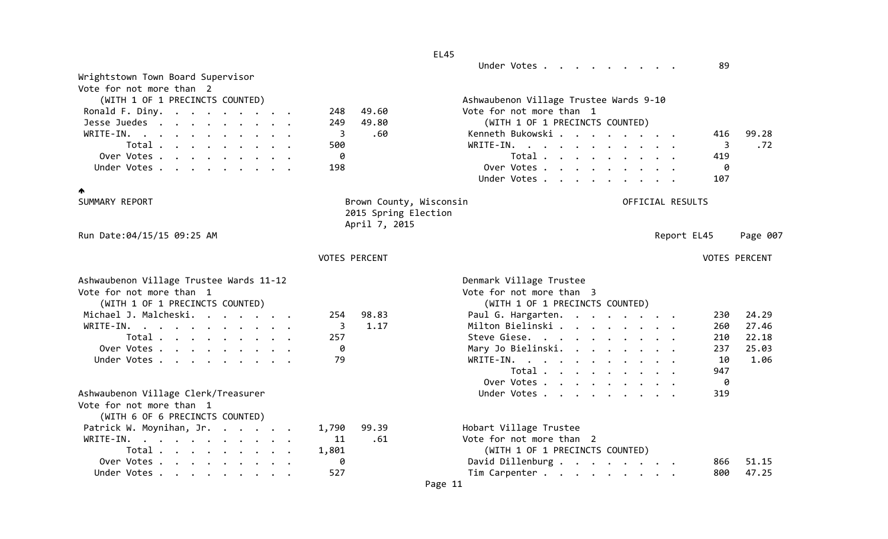Under Votes . . . . . . . . . . 89

## Wrightstown Town Board Supervisor

Vote for not more than 2

(WITH 1 OF 1 PRECINCTS COUNTED)

| | VOTES | PERCENT |
|---|---|---|
| Ronald F. Diny. | 248 | 49.60 |
| Jesse Juedes | 249 | 49.80 |
| WRITE-IN. | 3 | .60 |
| Total | 500 | |
| Over Votes | 0 | |
| Under Votes | 198 | |

## Ashwaubenon Village Trustee Wards 9-10

Vote for not more than 1

(WITH 1 OF 1 PRECINCTS COUNTED)

| | VOTES | PERCENT |
|---|---|---|
| Kenneth Bukowski | 416 | 99.28 |
| WRITE-IN. | 3 | .72 |
| Total | 419 | |
| Over Votes | 0 | |
| Under Votes | 107 | |

SUMMARY REPORT

Brown County, Wisconsin
2015 Spring Election
April 7, 2015

OFFICIAL RESULTS

Run Date:04/15/15 09:25 AM

Report EL45 Page 007

## Ashwaubenon Village Trustee Wards 11-12

Vote for not more than 1

(WITH 1 OF 1 PRECINCTS COUNTED)

| | VOTES | PERCENT |
|---|---|---|
| Michael J. Malcheski. | 254 | 98.83 |
| WRITE-IN. | 3 | 1.17 |
| Total | 257 | |
| Over Votes | 0 | |
| Under Votes | 79 | |

## Ashwaubenon Village Clerk/Treasurer

Vote for not more than 1

(WITH 6 OF 6 PRECINCTS COUNTED)

| | VOTES | PERCENT |
|---|---|---|
| Patrick W. Moynihan, Jr. | 1,790 | 99.39 |
| WRITE-IN. | 11 | .61 |
| Total | 1,801 | |
| Over Votes | 0 | |
| Under Votes | 527 | |

## Denmark Village Trustee

Vote for not more than 3

(WITH 1 OF 1 PRECINCTS COUNTED)

| | VOTES | PERCENT |
|---|---|---|
| Paul G. Hargarten. | 230 | 24.29 |
| Milton Bielinski | 260 | 27.46 |
| Steve Giese. | 210 | 22.18 |
| Mary Jo Bielinski. | 237 | 25.03 |
| WRITE-IN. | 10 | 1.06 |
| Total | 947 | |
| Over Votes | 0 | |
| Under Votes | 319 | |

## Hobart Village Trustee

Vote for not more than 2

(WITH 1 OF 1 PRECINCTS COUNTED)

| | VOTES | PERCENT |
|---|---|---|
| David Dillenburg | 866 | 51.15 |
| Tim Carpenter | 800 | 47.25 |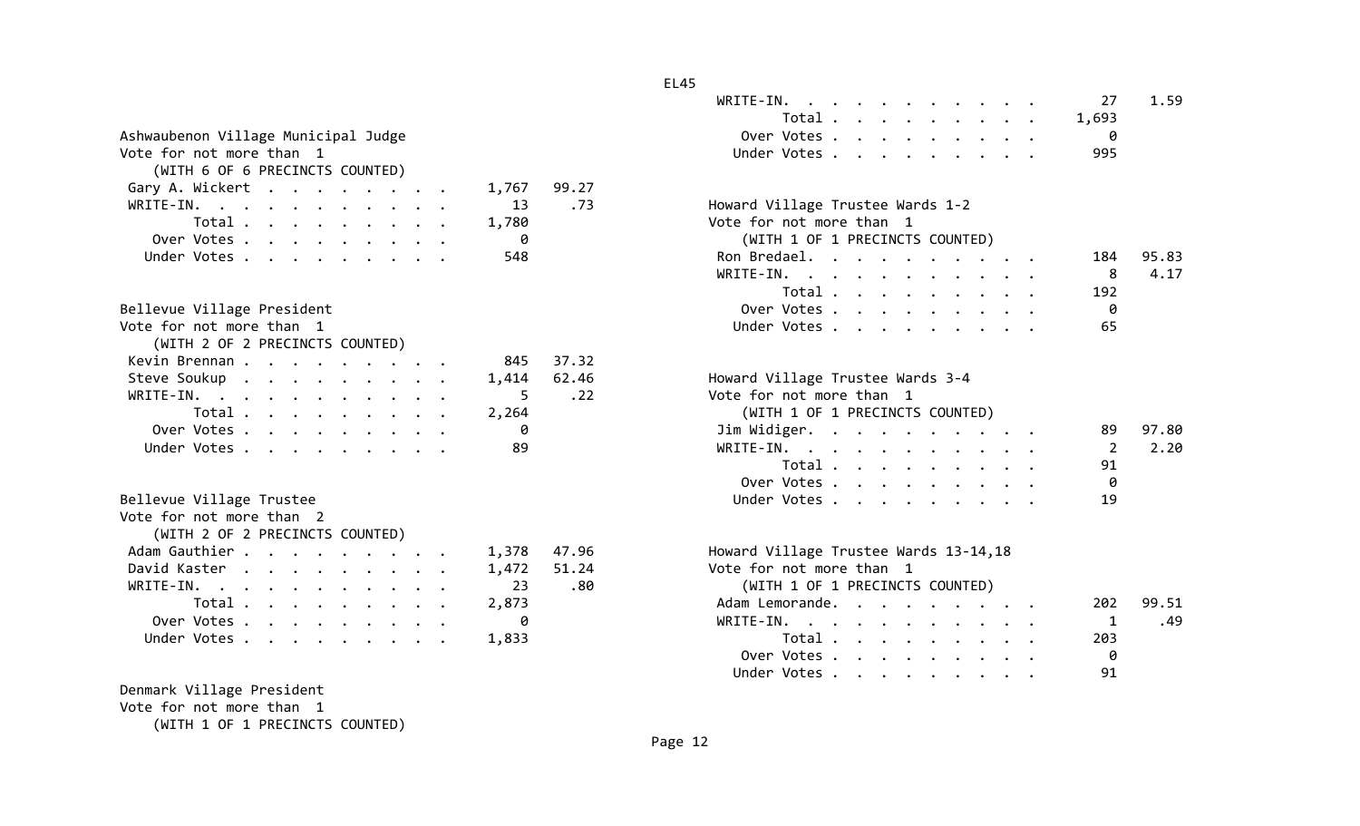Ashwaubenon Village Municipal Judge
Vote for not more than 1
(WITH 6 OF 6 PRECINCTS COUNTED)

| | | |
|---|---|---|
| Gary A. Wickert | 1,767 | 99.27 |
| WRITE-IN. | 13 | .73 |
| Total | 1,780 | |
| Over Votes | 0 | |
| Under Votes | 548 | |

Bellevue Village President
Vote for not more than 1
(WITH 2 OF 2 PRECINCTS COUNTED)

| | | |
|---|---|---|
| Kevin Brennan | 845 | 37.32 |
| Steve Soukup | 1,414 | 62.46 |
| WRITE-IN. | 5 | .22 |
| Total | 2,264 | |
| Over Votes | 0 | |
| Under Votes | 89 | |

Bellevue Village Trustee
Vote for not more than 2
(WITH 2 OF 2 PRECINCTS COUNTED)

| | | |
|---|---|---|
| Adam Gauthier | 1,378 | 47.96 |
| David Kaster | 1,472 | 51.24 |
| WRITE-IN. | 23 | .80 |
| Total | 2,873 | |
| Over Votes | 0 | |
| Under Votes | 1,833 | |

Denmark Village President
Vote for not more than 1
(WITH 1 OF 1 PRECINCTS COUNTED)

| | | |
|---|---|---|
| WRITE-IN. | 27 | 1.59 |
| Total | 1,693 | |
| Over Votes | 0 | |
| Under Votes | 995 | |

Howard Village Trustee Wards 1-2
Vote for not more than 1
(WITH 1 OF 1 PRECINCTS COUNTED)

| | | |
|---|---|---|
| Ron Bredael. | 184 | 95.83 |
| WRITE-IN. | 8 | 4.17 |
| Total | 192 | |
| Over Votes | 0 | |
| Under Votes | 65 | |

Howard Village Trustee Wards 3-4
Vote for not more than 1
(WITH 1 OF 1 PRECINCTS COUNTED)

| | | |
|---|---|---|
| Jim Widiger. | 89 | 97.80 |
| WRITE-IN. | 2 | 2.20 |
| Total | 91 | |
| Over Votes | 0 | |
| Under Votes | 19 | |

Howard Village Trustee Wards 13-14,18
Vote for not more than 1
(WITH 1 OF 1 PRECINCTS COUNTED)

| | | |
|---|---|---|
| Adam Lemorande. | 202 | 99.51 |
| WRITE-IN. | 1 | .49 |
| Total | 203 | |
| Over Votes | 0 | |
| Under Votes | 91 | |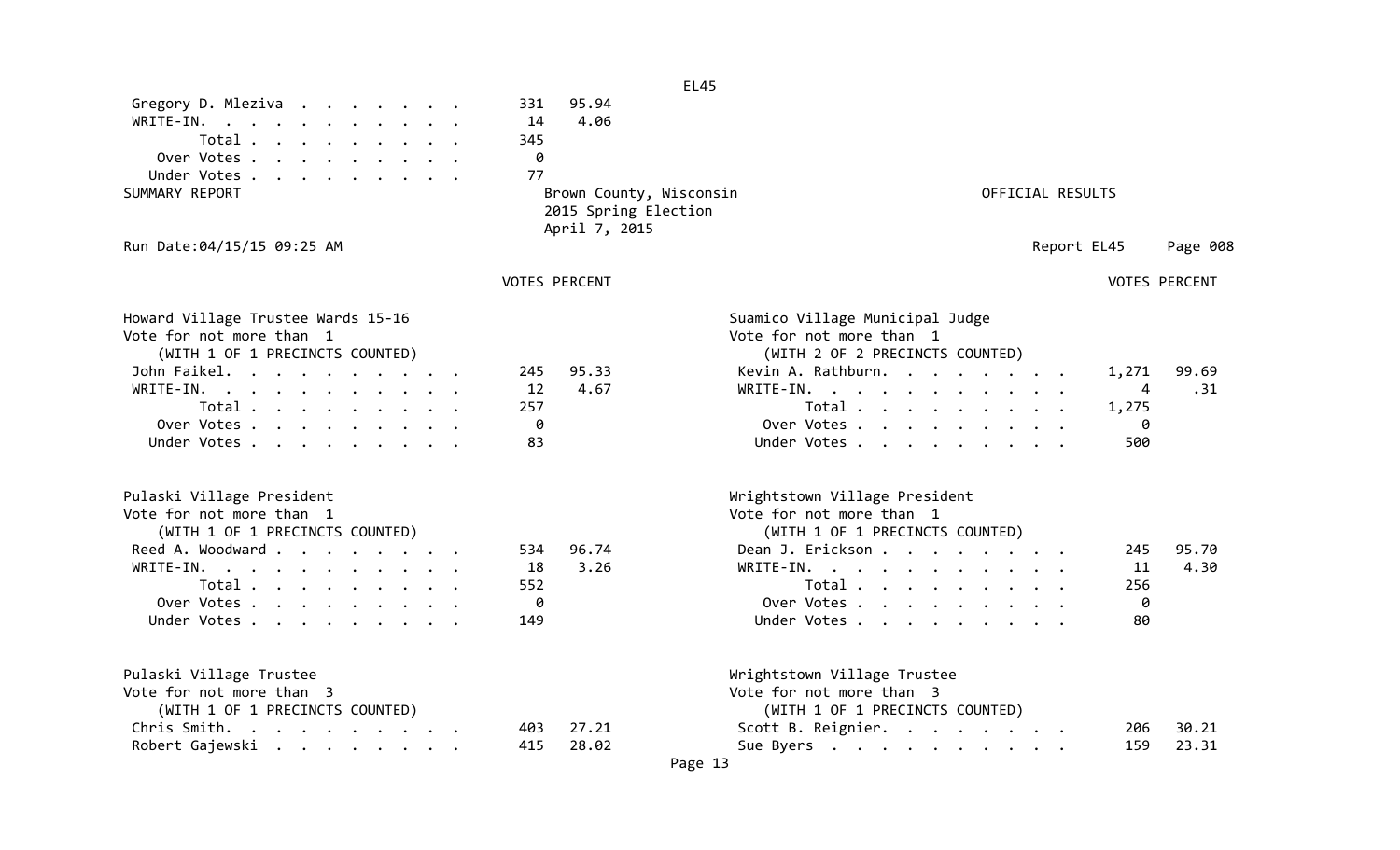| | VOTES | PERCENT |
|---|---|---|
| Gregory D. Mleziva | 331 | 95.94 |
| WRITE-IN. | 14 | 4.06 |
| Total | 345 | |
| Over Votes | 0 | |
| Under Votes | 77 | |

SUMMARY REPORT

Brown County, Wisconsin
2015 Spring Election
April 7, 2015

OFFICIAL RESULTS

Run Date:04/15/15 09:25 AM

Report EL45 Page 008

### Howard Village Trustee Wards 15-16
Vote for not more than 1
(WITH 1 OF 1 PRECINCTS COUNTED)

| | VOTES | PERCENT |
|---|---|---|
| John Faikel. | 245 | 95.33 |
| WRITE-IN. | 12 | 4.67 |
| Total | 257 | |
| Over Votes | 0 | |
| Under Votes | 83 | |

### Pulaski Village President
Vote for not more than 1
(WITH 1 OF 1 PRECINCTS COUNTED)

| | VOTES | PERCENT |
|---|---|---|
| Reed A. Woodward | 534 | 96.74 |
| WRITE-IN. | 18 | 3.26 |
| Total | 552 | |
| Over Votes | 0 | |
| Under Votes | 149 | |

### Pulaski Village Trustee
Vote for not more than 3
(WITH 1 OF 1 PRECINCTS COUNTED)

| | VOTES | PERCENT |
|---|---|---|
| Chris Smith. | 403 | 27.21 |
| Robert Gajewski | 415 | 28.02 |

### Suamico Village Municipal Judge
Vote for not more than 1
(WITH 2 OF 2 PRECINCTS COUNTED)

| | VOTES | PERCENT |
|---|---|---|
| Kevin A. Rathburn. | 1,271 | 99.69 |
| WRITE-IN. | 4 | .31 |
| Total | 1,275 | |
| Over Votes | 0 | |
| Under Votes | 500 | |

### Wrightstown Village President
Vote for not more than 1
(WITH 1 OF 1 PRECINCTS COUNTED)

| | VOTES | PERCENT |
|---|---|---|
| Dean J. Erickson | 245 | 95.70 |
| WRITE-IN. | 11 | 4.30 |
| Total | 256 | |
| Over Votes | 0 | |
| Under Votes | 80 | |

### Wrightstown Village Trustee
Vote for not more than 3
(WITH 1 OF 1 PRECINCTS COUNTED)

| | VOTES | PERCENT |
|---|---|---|
| Scott B. Reignier. | 206 | 30.21 |
| Sue Byers | 159 | 23.31 |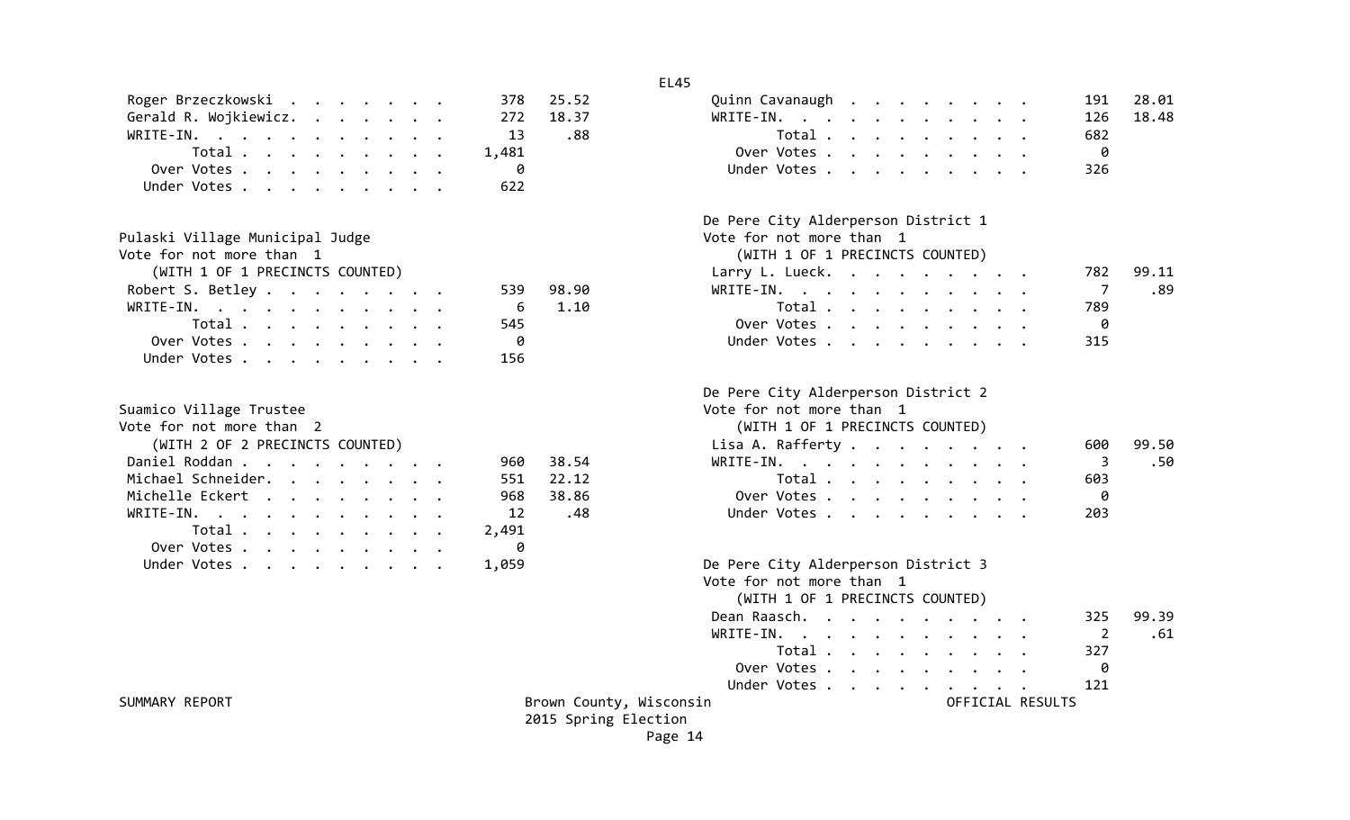| | | |
|---|---|---|
| Roger Brzeczkowski | 378 | 25.52 |
| Gerald R. Wojkiewicz. | 272 | 18.37 |
| WRITE-IN. | 13 | .88 |
| Total | 1,481 | |
| Over Votes | 0 | |
| Under Votes | 622 | |

## Pulaski Village Municipal Judge

Vote for not more than 1

(WITH 1 OF 1 PRECINCTS COUNTED)

| | | |
|---|---|---|
| Robert S. Betley | 539 | 98.90 |
| WRITE-IN. | 6 | 1.10 |
| Total | 545 | |
| Over Votes | 0 | |
| Under Votes | 156 | |

## Suamico Village Trustee

Vote for not more than 2

(WITH 2 OF 2 PRECINCTS COUNTED)

| | | |
|---|---|---|
| Daniel Roddan | 960 | 38.54 |
| Michael Schneider. | 551 | 22.12 |
| Michelle Eckert | 968 | 38.86 |
| WRITE-IN. | 12 | .48 |
| Total | 2,491 | |
| Over Votes | 0 | |
| Under Votes | 1,059 | |

| | | |
|---|---|---|
| Quinn Cavanaugh | 191 | 28.01 |
| WRITE-IN. | 126 | 18.48 |
| Total | 682 | |
| Over Votes | 0 | |
| Under Votes | 326 | |

## De Pere City Alderperson District 1

Vote for not more than 1

(WITH 1 OF 1 PRECINCTS COUNTED)

| | | |
|---|---|---|
| Larry L. Lueck. | 782 | 99.11 |
| WRITE-IN. | 7 | .89 |
| Total | 789 | |
| Over Votes | 0 | |
| Under Votes | 315 | |

## De Pere City Alderperson District 2

Vote for not more than 1

(WITH 1 OF 1 PRECINCTS COUNTED)

| | | |
|---|---|---|
| Lisa A. Rafferty | 600 | 99.50 |
| WRITE-IN. | 3 | .50 |
| Total | 603 | |
| Over Votes | 0 | |
| Under Votes | 203 | |

## De Pere City Alderperson District 3

Vote for not more than 1

(WITH 1 OF 1 PRECINCTS COUNTED)

| | | |
|---|---|---|
| Dean Raasch. | 325 | 99.39 |
| WRITE-IN. | 2 | .61 |
| Total | 327 | |
| Over Votes | 0 | |
| Under Votes | 121 | |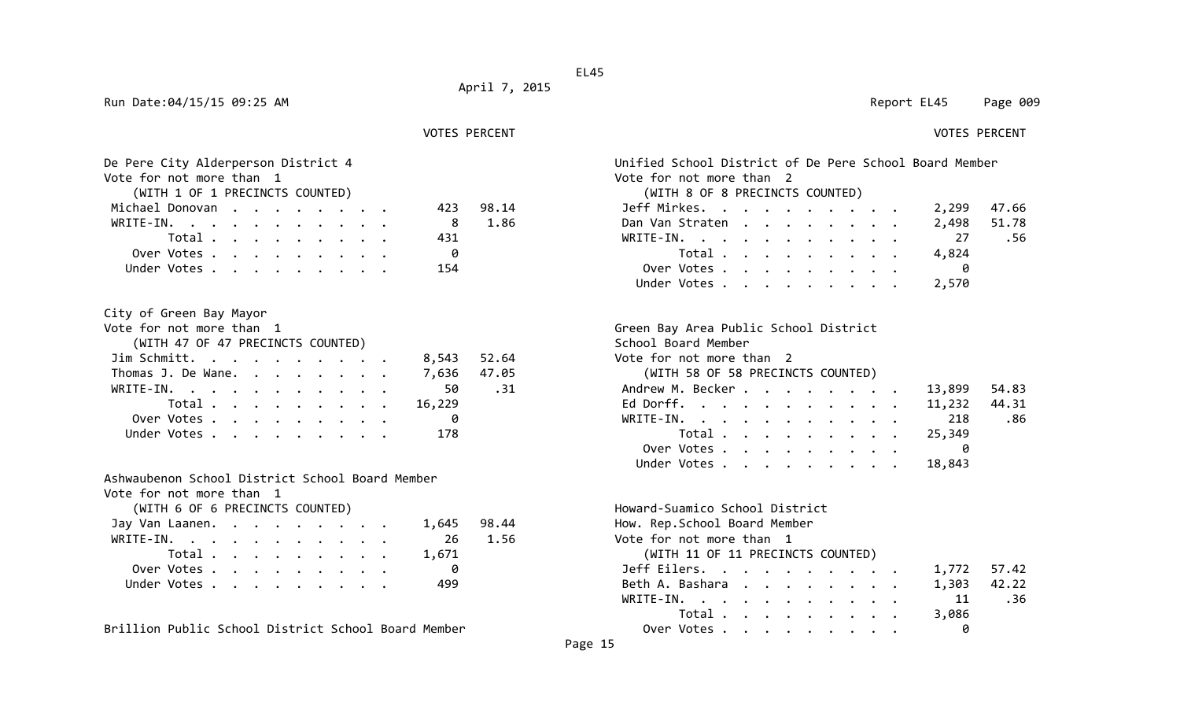De Pere City Alderperson District 4
Vote for not more than 1
(WITH 1 OF 1 PRECINCTS COUNTED)

| | VOTES | PERCENT |
|---|---|---|
| Michael Donovan | 423 | 98.14 |
| WRITE-IN. | 8 | 1.86 |
| Total | 431 | |
| Over Votes | 0 | |
| Under Votes | 154 | |

City of Green Bay Mayor
Vote for not more than 1
(WITH 47 OF 47 PRECINCTS COUNTED)

| | VOTES | PERCENT |
|---|---|---|
| Jim Schmitt. | 8,543 | 52.64 |
| Thomas J. De Wane. | 7,636 | 47.05 |
| WRITE-IN. | 50 | .31 |
| Total | 16,229 | |
| Over Votes | 0 | |
| Under Votes | 178 | |

Ashwaubenon School District School Board Member
Vote for not more than 1
(WITH 6 OF 6 PRECINCTS COUNTED)

| | VOTES | PERCENT |
|---|---|---|
| Jay Van Laanen. | 1,645 | 98.44 |
| WRITE-IN. | 26 | 1.56 |
| Total | 1,671 | |
| Over Votes | 0 | |
| Under Votes | 499 | |

Brillion Public School District School Board Member

Unified School District of De Pere School Board Member
Vote for not more than 2
(WITH 8 OF 8 PRECINCTS COUNTED)

| | VOTES | PERCENT |
|---|---|---|
| Jeff Mirkes. | 2,299 | 47.66 |
| Dan Van Straten | 2,498 | 51.78 |
| WRITE-IN. | 27 | .56 |
| Total | 4,824 | |
| Over Votes | 0 | |
| Under Votes | 2,570 | |

Green Bay Area Public School District
School Board Member
Vote for not more than 2
(WITH 58 OF 58 PRECINCTS COUNTED)

| | VOTES | PERCENT |
|---|---|---|
| Andrew M. Becker | 13,899 | 54.83 |
| Ed Dorff. | 11,232 | 44.31 |
| WRITE-IN. | 218 | .86 |
| Total | 25,349 | |
| Over Votes | 0 | |
| Under Votes | 18,843 | |

Howard-Suamico School District
How. Rep.School Board Member
Vote for not more than 1
(WITH 11 OF 11 PRECINCTS COUNTED)

| | VOTES | PERCENT |
|---|---|---|
| Jeff Eilers. | 1,772 | 57.42 |
| Beth A. Bashara | 1,303 | 42.22 |
| WRITE-IN. | 11 | .36 |
| Total | 3,086 | |
| Over Votes | 0 | |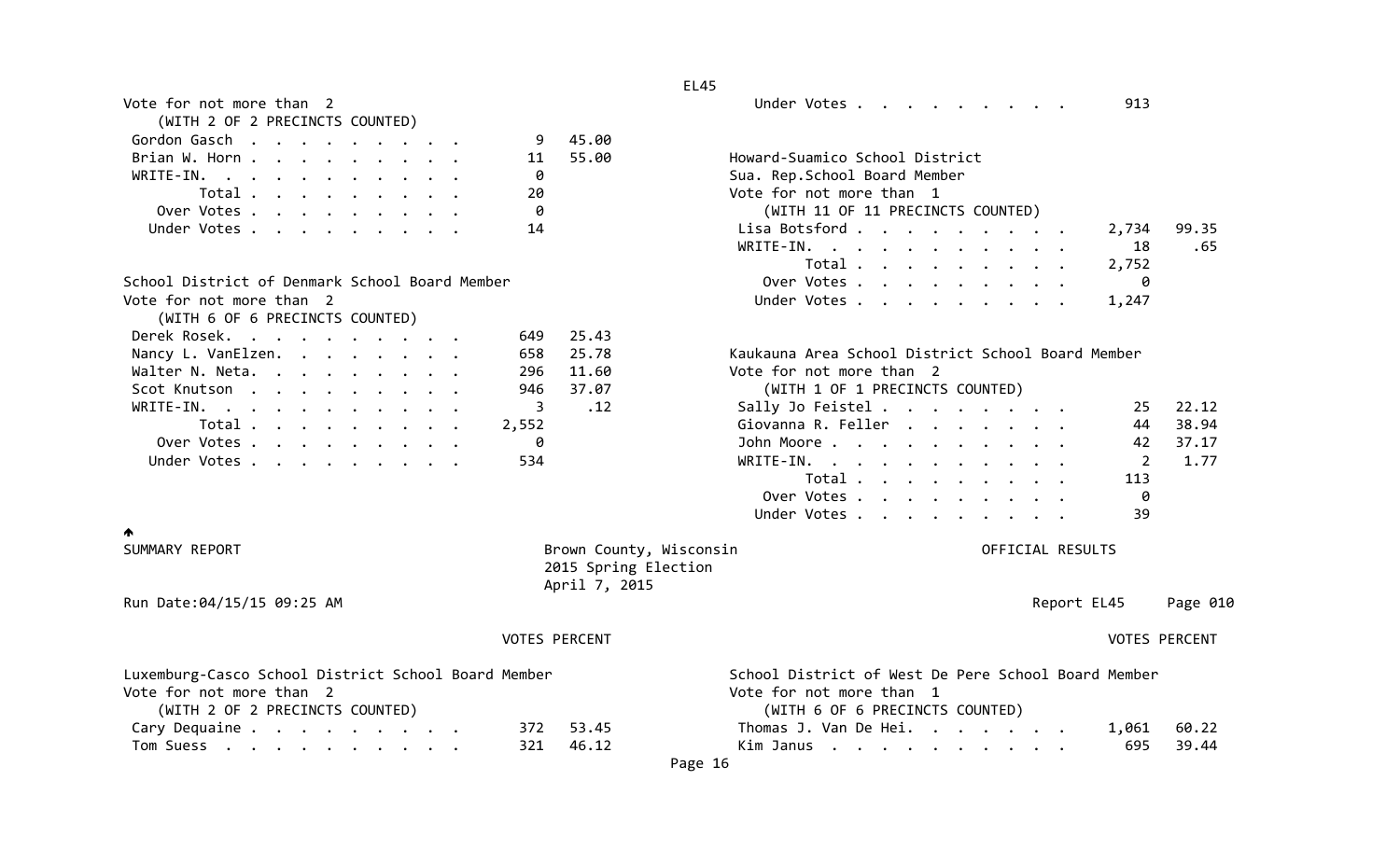Vote for not more than 2
(WITH 2 OF 2 PRECINCTS COUNTED)

| | VOTES | PERCENT |
|---|---|---|
| Gordon Gasch | 9 | 45.00 |
| Brian W. Horn | 11 | 55.00 |
| WRITE-IN. | 0 | |
| Total | 20 | |
| Over Votes | 0 | |
| Under Votes | 14 | |

School District of Denmark School Board Member
Vote for not more than 2
(WITH 6 OF 6 PRECINCTS COUNTED)

| | VOTES | PERCENT |
|---|---|---|
| Derek Rosek. | 649 | 25.43 |
| Nancy L. VanElzen. | 658 | 25.78 |
| Walter N. Neta. | 296 | 11.60 |
| Scot Knutson | 946 | 37.07 |
| WRITE-IN. | 3 | .12 |
| Total | 2,552 | |
| Over Votes | 0 | |
| Under Votes | 534 | |

| | VOTES | PERCENT |
|---|---|---|
| Under Votes | 913 | |

Howard-Suamico School District
Sua. Rep.School Board Member
Vote for not more than 1
(WITH 11 OF 11 PRECINCTS COUNTED)

| | VOTES | PERCENT |
|---|---|---|
| Lisa Botsford | 2,734 | 99.35 |
| WRITE-IN. | 18 | .65 |
| Total | 2,752 | |
| Over Votes | 0 | |
| Under Votes | 1,247 | |

Kaukauna Area School District School Board Member
Vote for not more than 2
(WITH 1 OF 1 PRECINCTS COUNTED)

| | VOTES | PERCENT |
|---|---|---|
| Sally Jo Feistel | 25 | 22.12 |
| Giovanna R. Feller | 44 | 38.94 |
| John Moore | 42 | 37.17 |
| WRITE-IN. | 2 | 1.77 |
| Total | 113 | |
| Over Votes | 0 | |
| Under Votes | 39 | |

SUMMARY REPORT — Brown County, Wisconsin — 2015 Spring Election — April 7, 2015 — OFFICIAL RESULTS

Run Date:04/15/15 09:25 AM — Report EL45 — Page 010

Luxemburg-Casco School District School Board Member
Vote for not more than 2
(WITH 2 OF 2 PRECINCTS COUNTED)

| | VOTES | PERCENT |
|---|---|---|
| Cary Dequaine | 372 | 53.45 |
| Tom Suess | 321 | 46.12 |

School District of West De Pere School Board Member
Vote for not more than 1
(WITH 6 OF 6 PRECINCTS COUNTED)

| | VOTES | PERCENT |
|---|---|---|
| Thomas J. Van De Hei. | 1,061 | 60.22 |
| Kim Janus | 695 | 39.44 |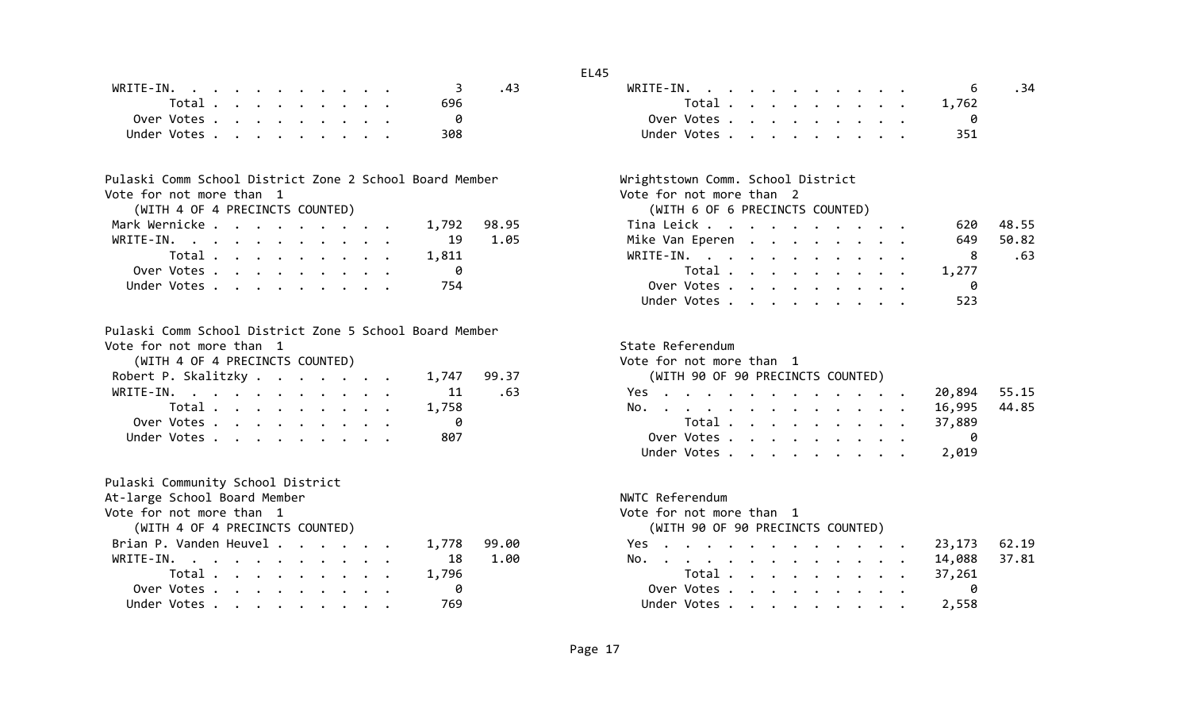| | | |
|---|---|---|
| WRITE-IN. | 3 | .43 |
| Total | 696 | |
| Over Votes | 0 | |
| Under Votes | 308 | |

Pulaski Comm School District Zone 2 School Board Member
Vote for not more than 1
(WITH 4 OF 4 PRECINCTS COUNTED)

| | | |
|---|---|---|
| Mark Wernicke | 1,792 | 98.95 |
| WRITE-IN. | 19 | 1.05 |
| Total | 1,811 | |
| Over Votes | 0 | |
| Under Votes | 754 | |

Pulaski Comm School District Zone 5 School Board Member
Vote for not more than 1
(WITH 4 OF 4 PRECINCTS COUNTED)

| | | |
|---|---|---|
| Robert P. Skalitzky | 1,747 | 99.37 |
| WRITE-IN. | 11 | .63 |
| Total | 1,758 | |
| Over Votes | 0 | |
| Under Votes | 807 | |

Pulaski Community School District
At-large School Board Member
Vote for not more than 1
(WITH 4 OF 4 PRECINCTS COUNTED)

| | | |
|---|---|---|
| Brian P. Vanden Heuvel | 1,778 | 99.00 |
| WRITE-IN. | 18 | 1.00 |
| Total | 1,796 | |
| Over Votes | 0 | |
| Under Votes | 769 | |

| | | |
|---|---|---|
| WRITE-IN. | 6 | .34 |
| Total | 1,762 | |
| Over Votes | 0 | |
| Under Votes | 351 | |

Wrightstown Comm. School District
Vote for not more than 2
(WITH 6 OF 6 PRECINCTS COUNTED)

| | | |
|---|---|---|
| Tina Leick | 620 | 48.55 |
| Mike Van Eperen | 649 | 50.82 |
| WRITE-IN. | 8 | .63 |
| Total | 1,277 | |
| Over Votes | 0 | |
| Under Votes | 523 | |

State Referendum
Vote for not more than 1
(WITH 90 OF 90 PRECINCTS COUNTED)

| | | |
|---|---|---|
| Yes | 20,894 | 55.15 |
| No. | 16,995 | 44.85 |
| Total | 37,889 | |
| Over Votes | 0 | |
| Under Votes | 2,019 | |

NWTC Referendum
Vote for not more than 1
(WITH 90 OF 90 PRECINCTS COUNTED)

| | | |
|---|---|---|
| Yes | 23,173 | 62.19 |
| No. | 14,088 | 37.81 |
| Total | 37,261 | |
| Over Votes | 0 | |
| Under Votes | 2,558 | |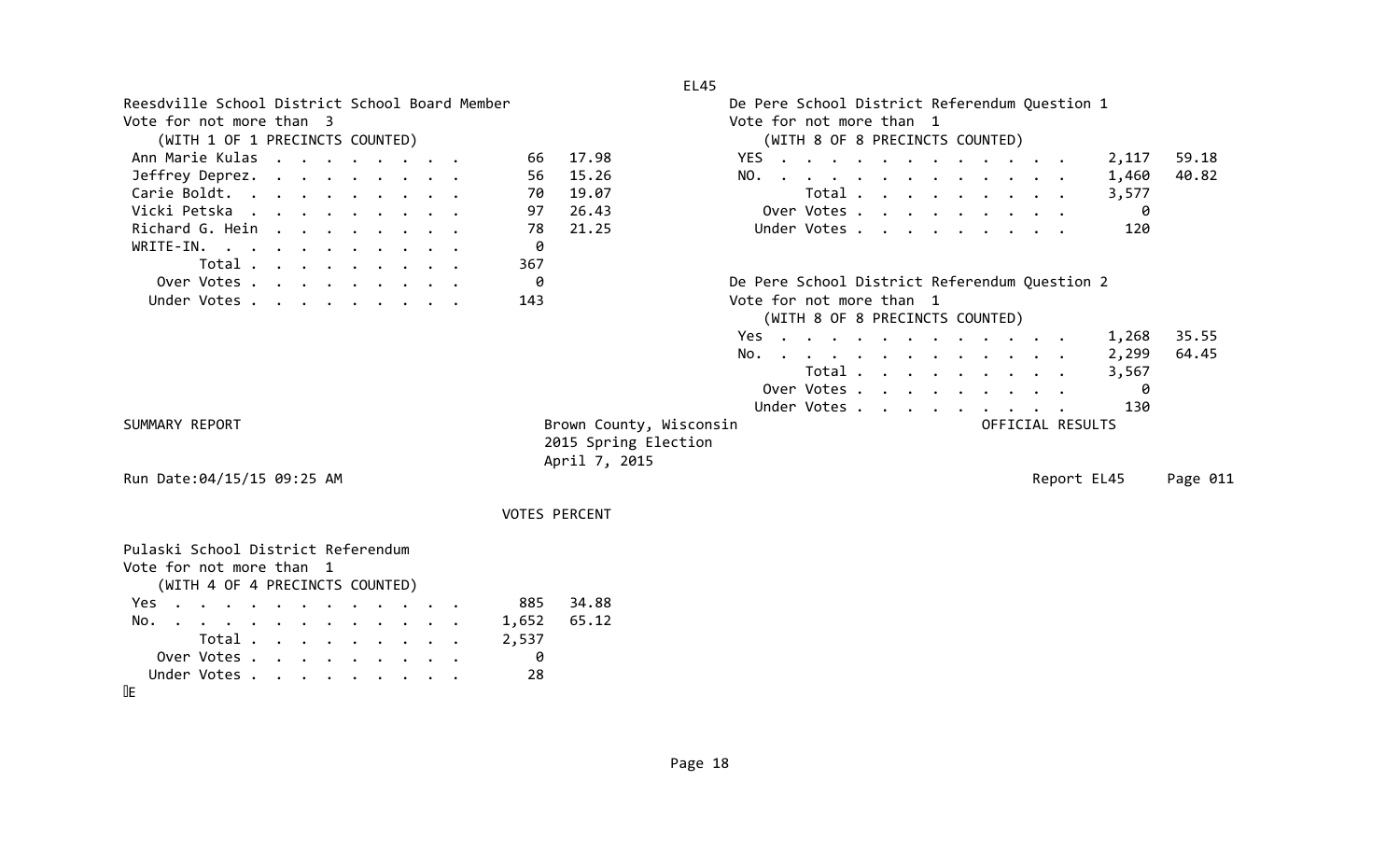## Reesdville School District School Board Member

Vote for not more than 3

(WITH 1 OF 1 PRECINCTS COUNTED)

| | VOTES | PERCENT |
|---|---|---|
| Ann Marie Kulas | 66 | 17.98 |
| Jeffrey Deprez. | 56 | 15.26 |
| Carie Boldt. | 70 | 19.07 |
| Vicki Petska | 97 | 26.43 |
| Richard G. Hein | 78 | 21.25 |
| WRITE-IN. | 0 | |
| Total | 367 | |
| Over Votes | 0 | |
| Under Votes | 143 | |

## De Pere School District Referendum Question 1

Vote for not more than 1

(WITH 8 OF 8 PRECINCTS COUNTED)

| | VOTES | PERCENT |
|---|---|---|
| YES | 2,117 | 59.18 |
| NO. | 1,460 | 40.82 |
| Total | 3,577 | |
| Over Votes | 0 | |
| Under Votes | 120 | |

## De Pere School District Referendum Question 2

Vote for not more than 1

(WITH 8 OF 8 PRECINCTS COUNTED)

| | VOTES | PERCENT |
|---|---|---|
| Yes | 1,268 | 35.55 |
| No. | 2,299 | 64.45 |
| Total | 3,567 | |
| Over Votes | 0 | |
| Under Votes | 130 | |

SUMMARY REPORT

Brown County, Wisconsin
2015 Spring Election
April 7, 2015

OFFICIAL RESULTS

Run Date:04/15/15 09:25 AM

Report EL45

## Pulaski School District Referendum

Vote for not more than 1

(WITH 4 OF 4 PRECINCTS COUNTED)

| | VOTES | PERCENT |
|---|---|---|
| Yes | 885 | 34.88 |
| No. | 1,652 | 65.12 |
| Total | 2,537 | |
| Over Votes | 0 | |
| Under Votes | 28 | |